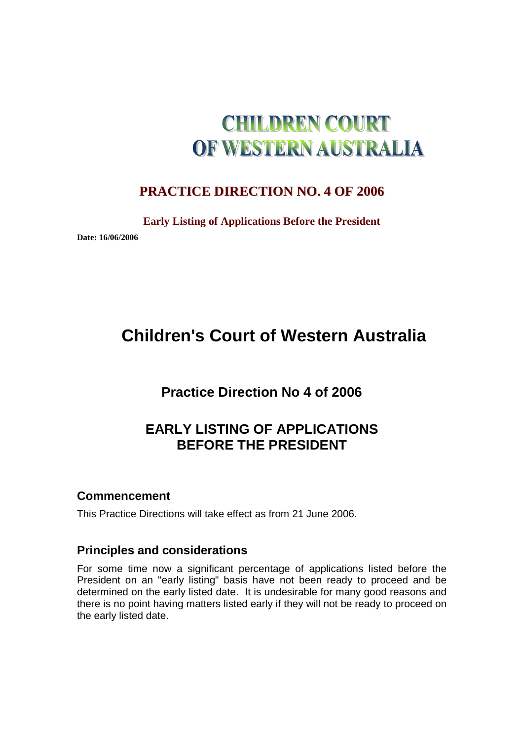# CHILDREN COURT OF WESTERN AUSTRALIA

## PRACTICE DIRECTION NO. 4 OF 2006

**Early Listing of Applications Before the President**

**Date: 16/06/2006**

# Children's Court of Western Australia

## Practice Direction No 4 of 2006

## EARLY LISTING OF APPLICATIONS BEFORE THE PRESIDENT

### Commencement

This Practice Directions will take effect as from 21 June 2006.

### Principles and considerations

For some time now a significant percentage of applications listed before the President on an "early listing" basis have not been ready to proceed and be determined on the early listed date. It is undesirable for many good reasons and there is no point having matters listed early if they will not be ready to proceed on the early listed date.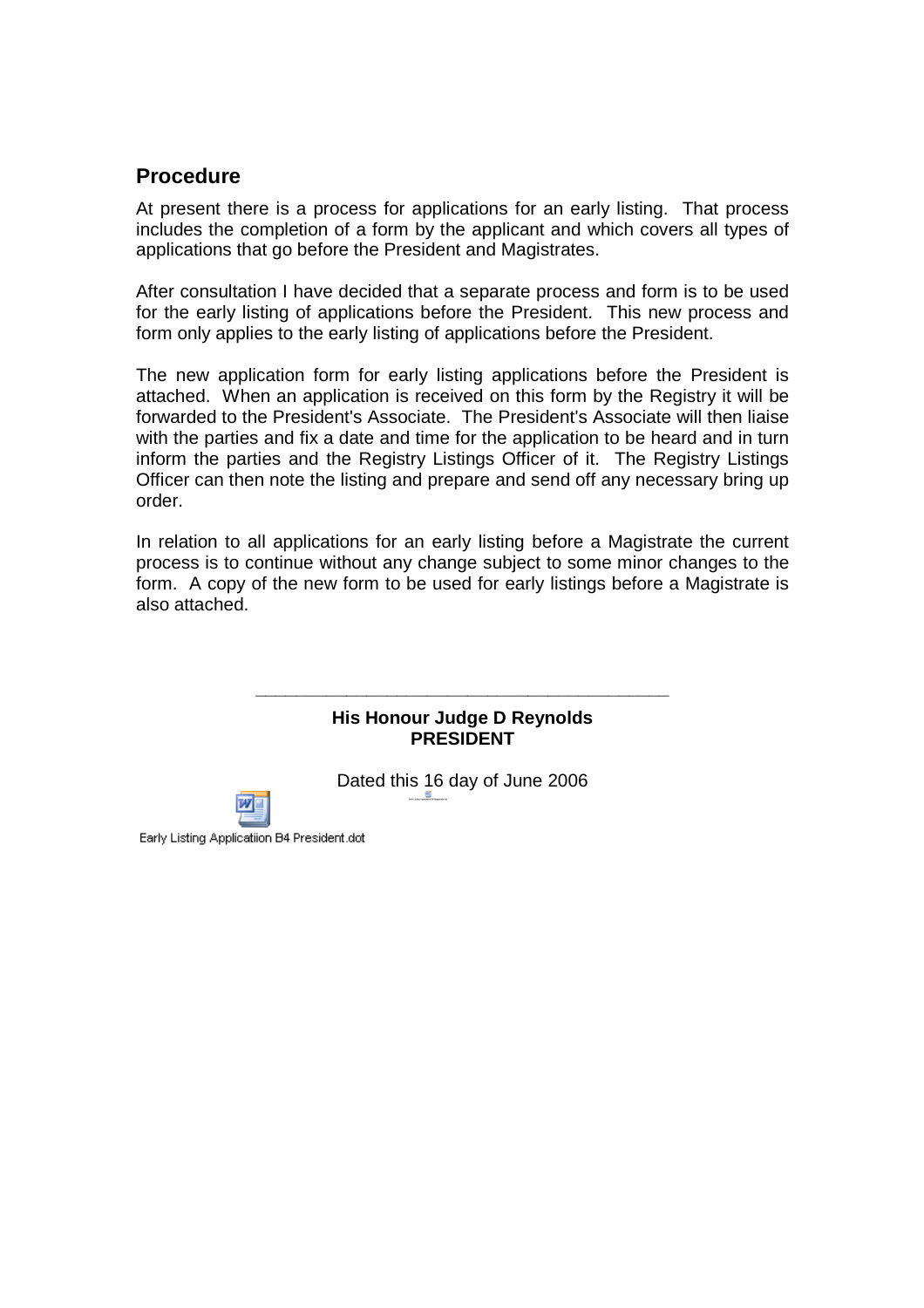## Procedure

At present there is a process for applications for an early listing. That process includes the completion of a form by the applicant and which covers all types of applications that go before the President and Magistrates.

After consultation I have decided that a separate process and form is to be used for the early listing of applications before the President. This new process and form only applies to the early listing of applications before the President.

The new application form for early listing applications before the President is attached. When an application is received on this form by the Registry it will be forwarded to the President's Associate. The President's Associate will then liaise with the parties and fix a date and time for the application to be heard and in turn inform the parties and the Registry Listings Officer of it. The Registry Listings Officer can then note the listing and prepare and send off any necessary bring up order.

In relation to all applications for an early listing before a Magistrate the current process is to continue without any change subject to some minor changes to the form. A copy of the new form to be used for early listings before a Magistrate is also attached.

\_\_\_\_\_\_\_\_\_\_\_\_\_\_\_\_\_\_\_\_\_\_\_\_\_\_\_\_\_\_\_\_\_\_\_\_\_\_\_\_

**His Honour Judge D Reynolds**
**PRESIDENT**

Dated this 16 day of June 2006

Early Listing Applicatiion B4 President.dot